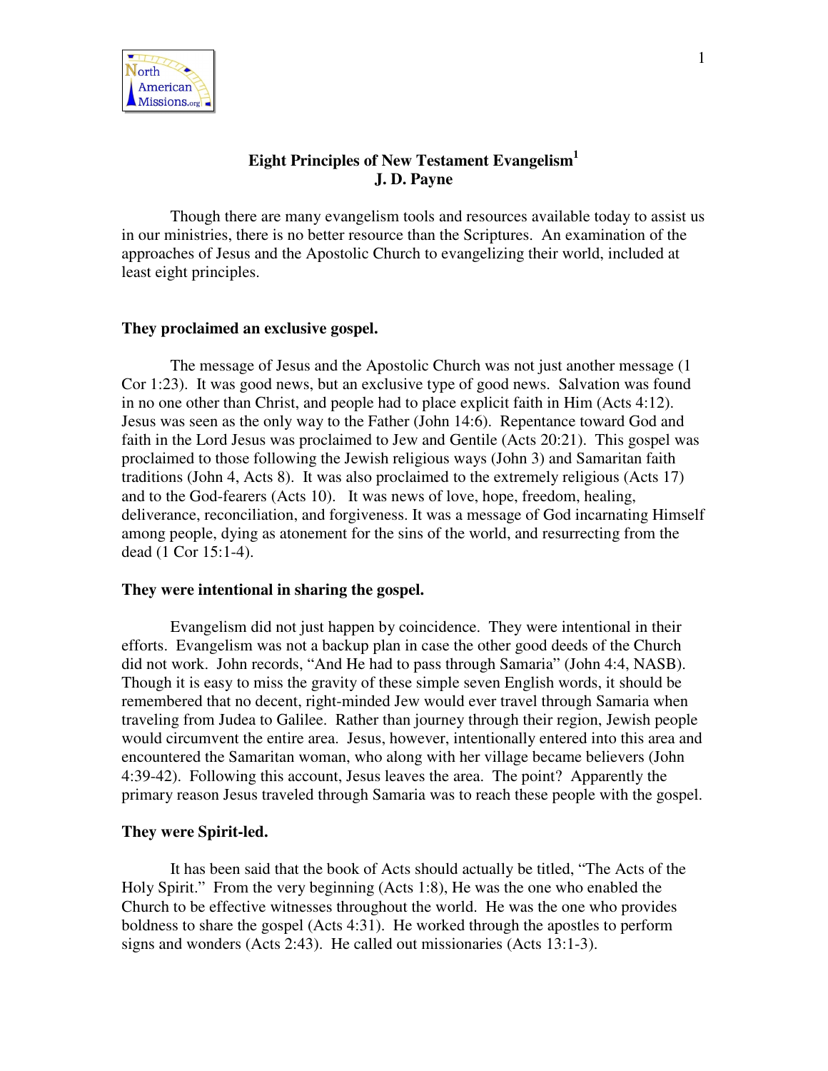# Eight Principles of New Testament Evangelism[1]

**J. D. Payne**

Though there are many evangelism tools and resources available today to assist us in our ministries, there is no better resource than the Scriptures. An examination of the approaches of Jesus and the Apostolic Church to evangelizing their world, included at least eight principles.

## They proclaimed an exclusive gospel.

The message of Jesus and the Apostolic Church was not just another message (1 Cor 1:23). It was good news, but an exclusive type of good news. Salvation was found in no one other than Christ, and people had to place explicit faith in Him (Acts 4:12). Jesus was seen as the only way to the Father (John 14:6). Repentance toward God and faith in the Lord Jesus was proclaimed to Jew and Gentile (Acts 20:21). This gospel was proclaimed to those following the Jewish religious ways (John 3) and Samaritan faith traditions (John 4, Acts 8). It was also proclaimed to the extremely religious (Acts 17) and to the God-fearers (Acts 10). It was news of love, hope, freedom, healing, deliverance, reconciliation, and forgiveness. It was a message of God incarnating Himself among people, dying as atonement for the sins of the world, and resurrecting from the dead (1 Cor 15:1-4).

## They were intentional in sharing the gospel.

Evangelism did not just happen by coincidence. They were intentional in their efforts. Evangelism was not a backup plan in case the other good deeds of the Church did not work. John records, "And He had to pass through Samaria" (John 4:4, NASB). Though it is easy to miss the gravity of these simple seven English words, it should be remembered that no decent, right-minded Jew would ever travel through Samaria when traveling from Judea to Galilee. Rather than journey through their region, Jewish people would circumvent the entire area. Jesus, however, intentionally entered into this area and encountered the Samaritan woman, who along with her village became believers (John 4:39-42). Following this account, Jesus leaves the area. The point? Apparently the primary reason Jesus traveled through Samaria was to reach these people with the gospel.

## They were Spirit-led.

It has been said that the book of Acts should actually be titled, "The Acts of the Holy Spirit." From the very beginning (Acts 1:8), He was the one who enabled the Church to be effective witnesses throughout the world. He was the one who provides boldness to share the gospel (Acts 4:31). He worked through the apostles to perform signs and wonders (Acts 2:43). He called out missionaries (Acts 13:1-3).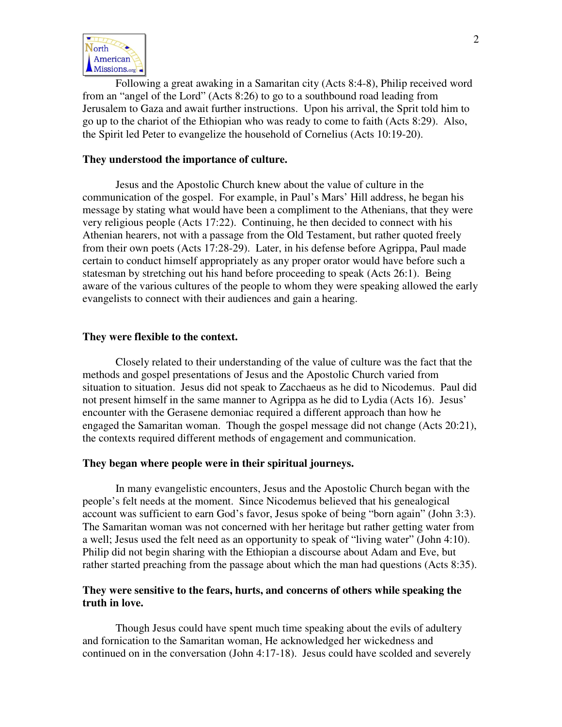Following a great awaking in a Samaritan city (Acts 8:4-8), Philip received word from an "angel of the Lord" (Acts 8:26) to go to a southbound road leading from Jerusalem to Gaza and await further instructions. Upon his arrival, the Sprit told him to go up to the chariot of the Ethiopian who was ready to come to faith (Acts 8:29). Also, the Spirit led Peter to evangelize the household of Cornelius (Acts 10:19-20).

**They understood the importance of culture.**

Jesus and the Apostolic Church knew about the value of culture in the communication of the gospel. For example, in Paul's Mars' Hill address, he began his message by stating what would have been a compliment to the Athenians, that they were very religious people (Acts 17:22). Continuing, he then decided to connect with his Athenian hearers, not with a passage from the Old Testament, but rather quoted freely from their own poets (Acts 17:28-29). Later, in his defense before Agrippa, Paul made certain to conduct himself appropriately as any proper orator would have before such a statesman by stretching out his hand before proceeding to speak (Acts 26:1). Being aware of the various cultures of the people to whom they were speaking allowed the early evangelists to connect with their audiences and gain a hearing.

**They were flexible to the context.**

Closely related to their understanding of the value of culture was the fact that the methods and gospel presentations of Jesus and the Apostolic Church varied from situation to situation. Jesus did not speak to Zacchaeus as he did to Nicodemus. Paul did not present himself in the same manner to Agrippa as he did to Lydia (Acts 16). Jesus' encounter with the Gerasene demoniac required a different approach than how he engaged the Samaritan woman. Though the gospel message did not change (Acts 20:21), the contexts required different methods of engagement and communication.

**They began where people were in their spiritual journeys.**

In many evangelistic encounters, Jesus and the Apostolic Church began with the people's felt needs at the moment. Since Nicodemus believed that his genealogical account was sufficient to earn God's favor, Jesus spoke of being "born again" (John 3:3). The Samaritan woman was not concerned with her heritage but rather getting water from a well; Jesus used the felt need as an opportunity to speak of "living water" (John 4:10). Philip did not begin sharing with the Ethiopian a discourse about Adam and Eve, but rather started preaching from the passage about which the man had questions (Acts 8:35).

**They were sensitive to the fears, hurts, and concerns of others while speaking the truth in love.**

Though Jesus could have spent much time speaking about the evils of adultery and fornication to the Samaritan woman, He acknowledged her wickedness and continued on in the conversation (John 4:17-18). Jesus could have scolded and severely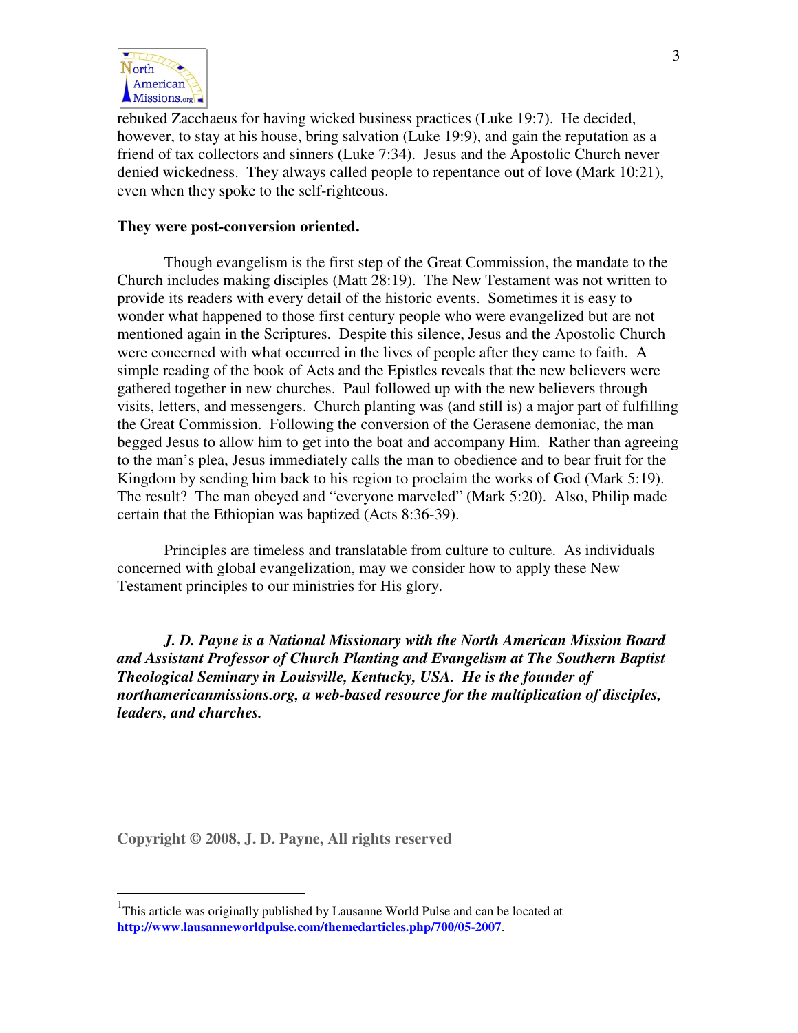rebuked Zacchaeus for having wicked business practices (Luke 19:7). He decided, however, to stay at his house, bring salvation (Luke 19:9), and gain the reputation as a friend of tax collectors and sinners (Luke 7:34). Jesus and the Apostolic Church never denied wickedness. They always called people to repentance out of love (Mark 10:21), even when they spoke to the self-righteous.

**They were post-conversion oriented.**

Though evangelism is the first step of the Great Commission, the mandate to the Church includes making disciples (Matt 28:19). The New Testament was not written to provide its readers with every detail of the historic events. Sometimes it is easy to wonder what happened to those first century people who were evangelized but are not mentioned again in the Scriptures. Despite this silence, Jesus and the Apostolic Church were concerned with what occurred in the lives of people after they came to faith. A simple reading of the book of Acts and the Epistles reveals that the new believers were gathered together in new churches. Paul followed up with the new believers through visits, letters, and messengers. Church planting was (and still is) a major part of fulfilling the Great Commission. Following the conversion of the Gerasene demoniac, the man begged Jesus to allow him to get into the boat and accompany Him. Rather than agreeing to the man's plea, Jesus immediately calls the man to obedience and to bear fruit for the Kingdom by sending him back to his region to proclaim the works of God (Mark 5:19). The result? The man obeyed and "everyone marveled" (Mark 5:20). Also, Philip made certain that the Ethiopian was baptized (Acts 8:36-39).

Principles are timeless and translatable from culture to culture. As individuals concerned with global evangelization, may we consider how to apply these New Testament principles to our ministries for His glory.

***J. D. Payne is a National Missionary with the North American Mission Board and Assistant Professor of Church Planting and Evangelism at The Southern Baptist Theological Seminary in Louisville, Kentucky, USA. He is the founder of northamericanmissions.org, a web-based resource for the multiplication of disciples, leaders, and churches.***

**Copyright © 2008, J. D. Payne, All rights reserved**

[1] This article was originally published by Lausanne World Pulse and can be located at **http://www.lausanneworldpulse.com/themedarticles.php/700/05-2007**.